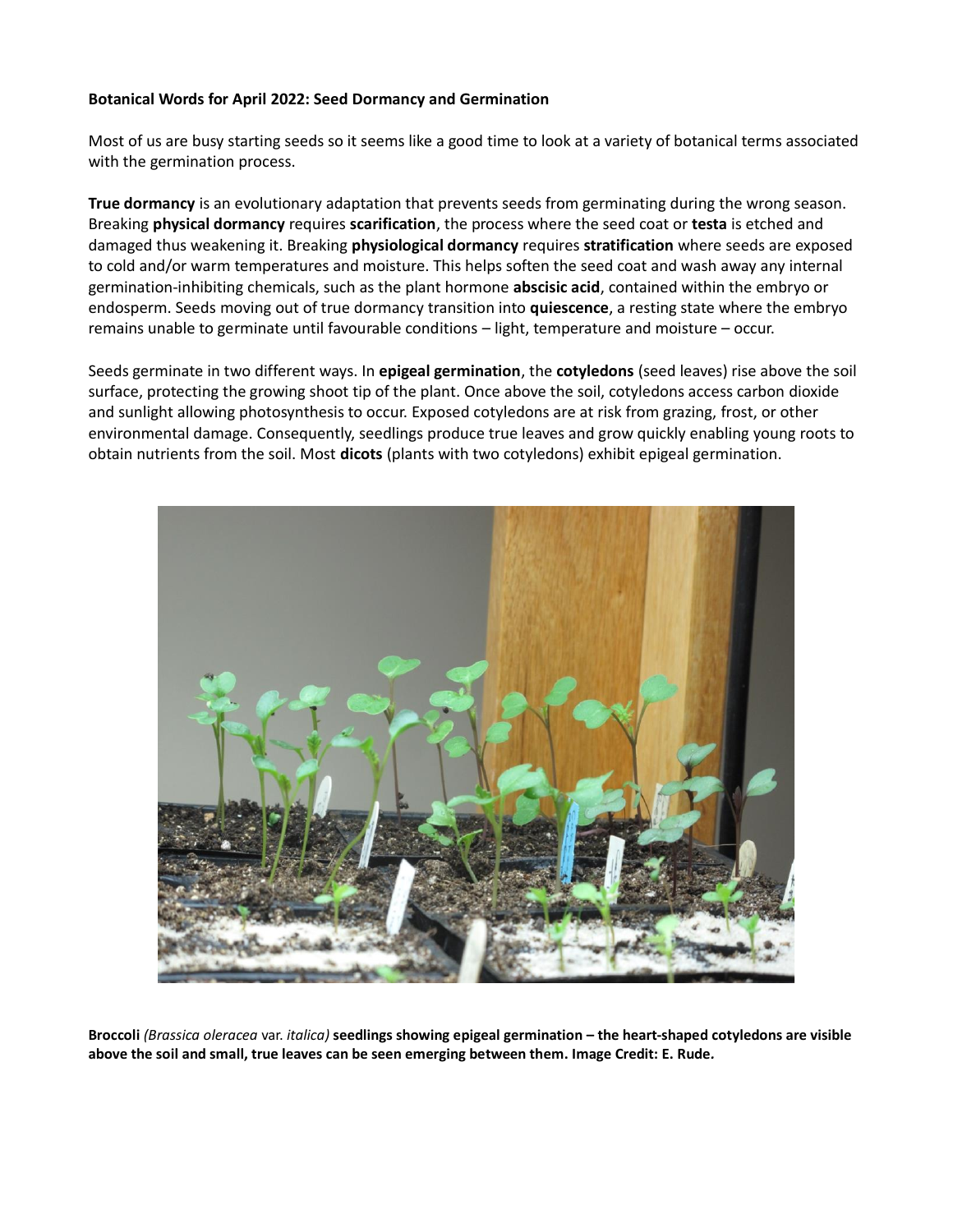**Botanical Words for April 2022: Seed Dormancy and Germination**

Most of us are busy starting seeds so it seems like a good time to look at a variety of botanical terms associated with the germination process.

**True dormancy** is an evolutionary adaptation that prevents seeds from germinating during the wrong season. Breaking **physical dormancy** requires **scarification**, the process where the seed coat or **testa** is etched and damaged thus weakening it. Breaking **physiological dormancy** requires **stratification** where seeds are exposed to cold and/or warm temperatures and moisture. This helps soften the seed coat and wash away any internal germination-inhibiting chemicals, such as the plant hormone **abscisic acid**, contained within the embryo or endosperm. Seeds moving out of true dormancy transition into **quiescence**, a resting state where the embryo remains unable to germinate until favourable conditions – light, temperature and moisture – occur.

Seeds germinate in two different ways. In **epigeal germination**, the **cotyledons** (seed leaves) rise above the soil surface, protecting the growing shoot tip of the plant. Once above the soil, cotyledons access carbon dioxide and sunlight allowing photosynthesis to occur. Exposed cotyledons are at risk from grazing, frost, or other environmental damage. Consequently, seedlings produce true leaves and grow quickly enabling young roots to obtain nutrients from the soil. Most **dicots** (plants with two cotyledons) exhibit epigeal germination.

**Broccoli** *(Brassica oleracea* var. *italica)* **seedlings showing epigeal germination – the heart-shaped cotyledons are visible above the soil and small, true leaves can be seen emerging between them. Image Credit: E. Rude.**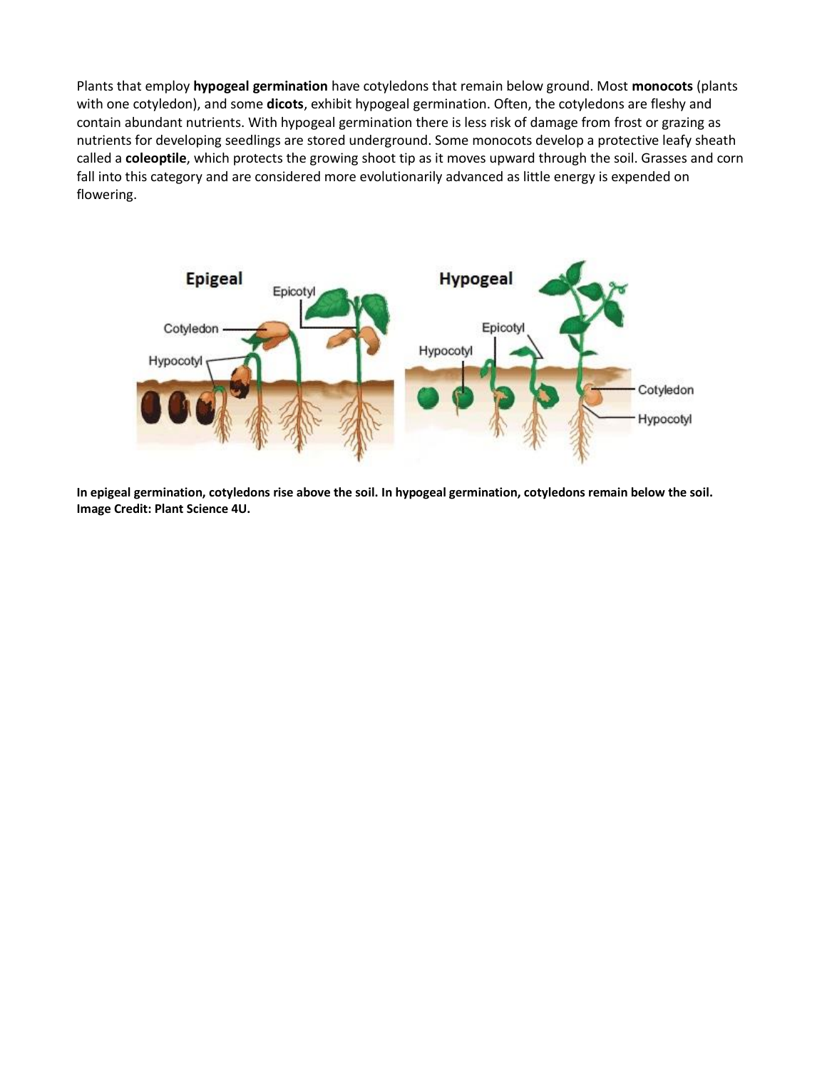Plants that employ **hypogeal germination** have cotyledons that remain below ground. Most **monocots** (plants with one cotyledon), and some **dicots**, exhibit hypogeal germination. Often, the cotyledons are fleshy and contain abundant nutrients. With hypogeal germination there is less risk of damage from frost or grazing as nutrients for developing seedlings are stored underground. Some monocots develop a protective leafy sheath called a **coleoptile**, which protects the growing shoot tip as it moves upward through the soil. Grasses and corn fall into this category and are considered more evolutionarily advanced as little energy is expended on flowering.

**In epigeal germination, cotyledons rise above the soil. In hypogeal germination, cotyledons remain below the soil. Image Credit: Plant Science 4U.**